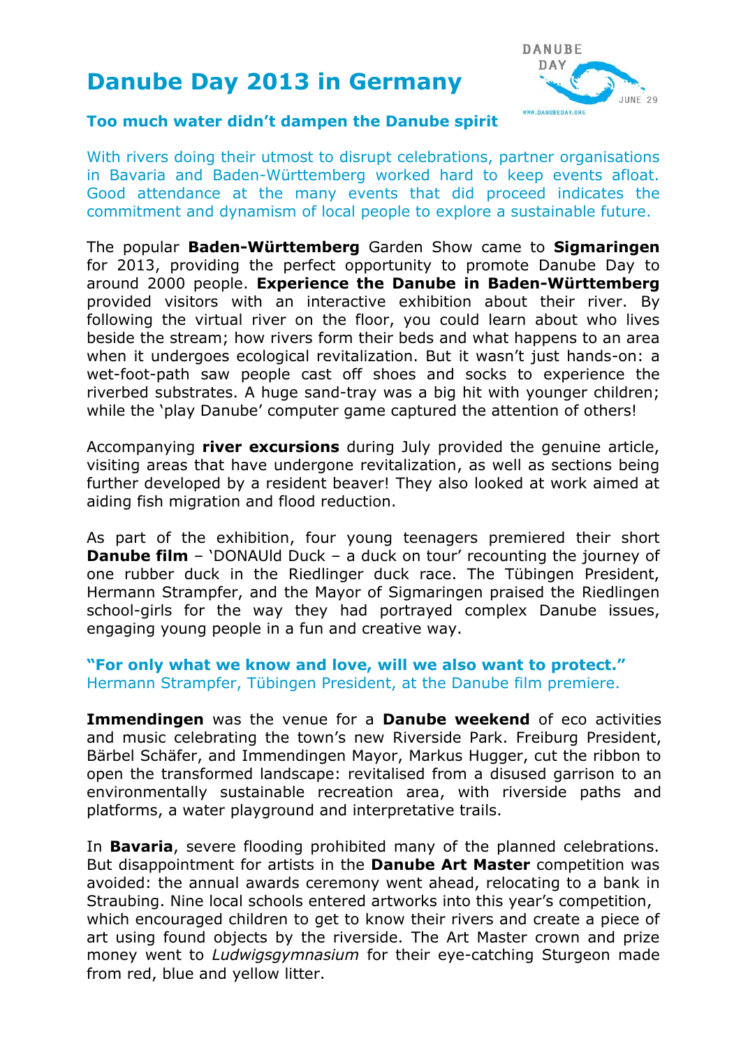# Danube Day 2013 in Germany

### Too much water didn't dampen the Danube spirit

With rivers doing their utmost to disrupt celebrations, partner organisations in Bavaria and Baden-Württemberg worked hard to keep events afloat. Good attendance at the many events that did proceed indicates the commitment and dynamism of local people to explore a sustainable future.

The popular **Baden-Württemberg** Garden Show came to **Sigmaringen** for 2013, providing the perfect opportunity to promote Danube Day to around 2000 people. **Experience the Danube in Baden-Württemberg** provided visitors with an interactive exhibition about their river. By following the virtual river on the floor, you could learn about who lives beside the stream; how rivers form their beds and what happens to an area when it undergoes ecological revitalization. But it wasn't just hands-on: a wet-foot-path saw people cast off shoes and socks to experience the riverbed substrates. A huge sand-tray was a big hit with younger children; while the 'play Danube' computer game captured the attention of others!

Accompanying **river excursions** during July provided the genuine article, visiting areas that have undergone revitalization, as well as sections being further developed by a resident beaver! They also looked at work aimed at aiding fish migration and flood reduction.

As part of the exhibition, four young teenagers premiered their short **Danube film** – 'DONAUld Duck – a duck on tour' recounting the journey of one rubber duck in the Riedlinger duck race. The Tübingen President, Hermann Strampfer, and the Mayor of Sigmaringen praised the Riedlingen school-girls for the way they had portrayed complex Danube issues, engaging young people in a fun and creative way.

**"For only what we know and love, will we also want to protect."**
Hermann Strampfer, Tübingen President, at the Danube film premiere.

**Immendingen** was the venue for a **Danube weekend** of eco activities and music celebrating the town's new Riverside Park. Freiburg President, Bärbel Schäfer, and Immendingen Mayor, Markus Hugger, cut the ribbon to open the transformed landscape: revitalised from a disused garrison to an environmentally sustainable recreation area, with riverside paths and platforms, a water playground and interpretative trails.

In **Bavaria**, severe flooding prohibited many of the planned celebrations. But disappointment for artists in the **Danube Art Master** competition was avoided: the annual awards ceremony went ahead, relocating to a bank in Straubing. Nine local schools entered artworks into this year's competition, which encouraged children to get to know their rivers and create a piece of art using found objects by the riverside. The Art Master crown and prize money went to *Ludwigsgymnasium* for their eye-catching Sturgeon made from red, blue and yellow litter.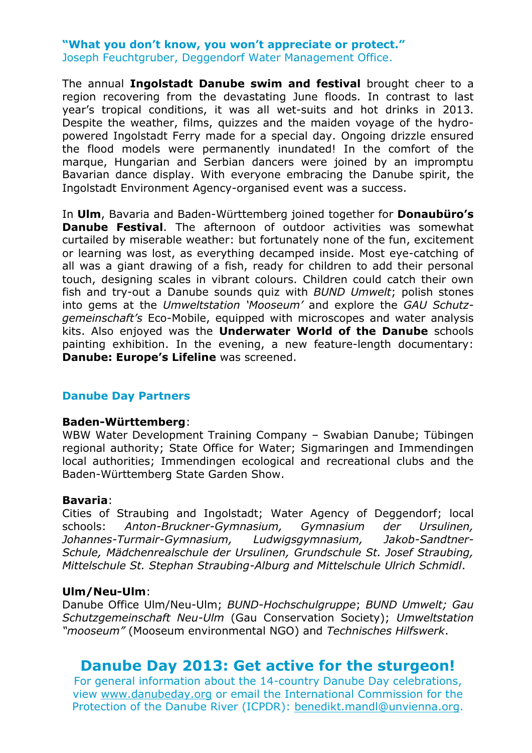**"What you don't know, you won't appreciate or protect."**
Joseph Feuchtgruber, Deggendorf Water Management Office.

The annual **Ingolstadt Danube swim and festival** brought cheer to a region recovering from the devastating June floods. In contrast to last year's tropical conditions, it was all wet-suits and hot drinks in 2013. Despite the weather, films, quizzes and the maiden voyage of the hydro-powered Ingolstadt Ferry made for a special day. Ongoing drizzle ensured the flood models were permanently inundated! In the comfort of the marque, Hungarian and Serbian dancers were joined by an impromptu Bavarian dance display. With everyone embracing the Danube spirit, the Ingolstadt Environment Agency-organised event was a success.

In **Ulm**, Bavaria and Baden-Württemberg joined together for **Donaubüro's Danube Festival**. The afternoon of outdoor activities was somewhat curtailed by miserable weather: but fortunately none of the fun, excitement or learning was lost, as everything decamped inside. Most eye-catching of all was a giant drawing of a fish, ready for children to add their personal touch, designing scales in vibrant colours. Children could catch their own fish and try-out a Danube sounds quiz with *BUND Umwelt*; polish stones into gems at the *Umweltstation 'Mooseum'* and explore the *GAU Schutzgemeinschaft's* Eco-Mobile, equipped with microscopes and water analysis kits. Also enjoyed was the **Underwater World of the Danube** schools painting exhibition. In the evening, a new feature-length documentary: **Danube: Europe's Lifeline** was screened.

## Danube Day Partners

**Baden-Württemberg**:
WBW Water Development Training Company – Swabian Danube; Tübingen regional authority; State Office for Water; Sigmaringen and Immendingen local authorities; Immendingen ecological and recreational clubs and the Baden-Württemberg State Garden Show.

**Bavaria**:
Cities of Straubing and Ingolstadt; Water Agency of Deggendorf; local schools: *Anton-Bruckner-Gymnasium, Gymnasium der Ursulinen, Johannes-Turmair-Gymnasium, Ludwigsgymnasium, Jakob-Sandtner-Schule, Mädchenrealschule der Ursulinen, Grundschule St. Josef Straubing, Mittelschule St. Stephan Straubing-Alburg and Mittelschule Ulrich Schmidl*.

**Ulm/Neu-Ulm**:
Danube Office Ulm/Neu-Ulm; *BUND-Hochschulgruppe*; *BUND Umwelt; Gau Schutzgemeinschaft Neu-Ulm* (Gau Conservation Society); *Umweltstation "mooseum"* (Mooseum environmental NGO) and *Technisches Hilfswerk*.

## Danube Day 2013: Get active for the sturgeon!

For general information about the 14-country Danube Day celebrations, view www.danubeday.org or email the International Commission for the Protection of the Danube River (ICPDR): benedikt.mandl@unvienna.org.